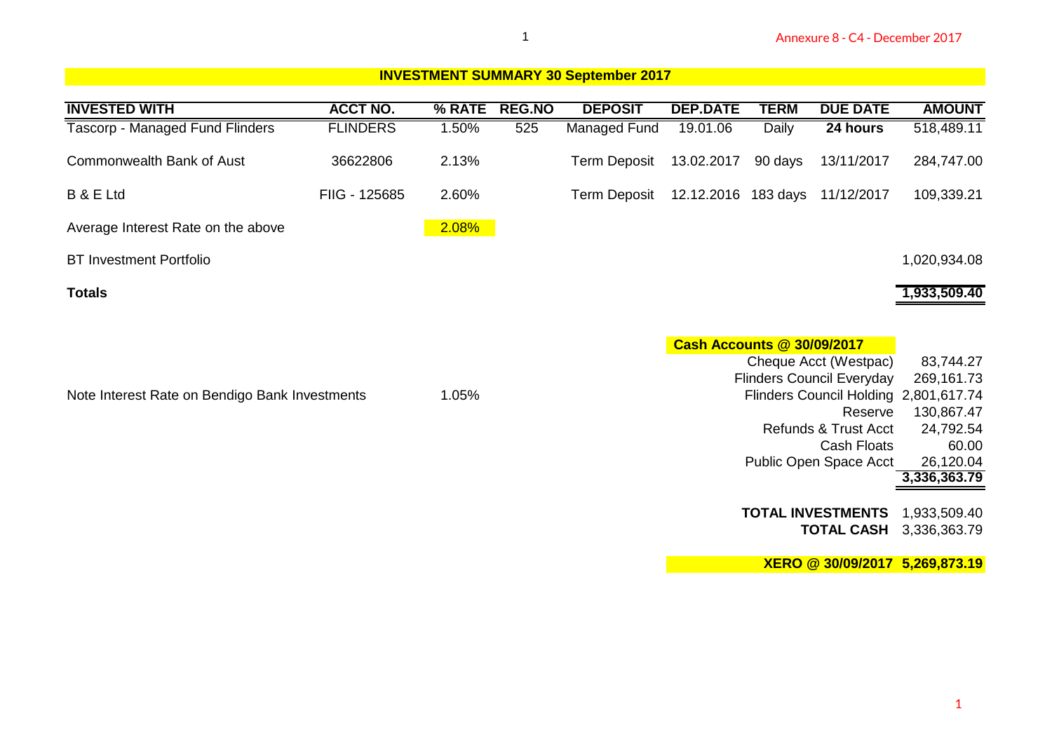## INVESTMENT SUMMARY 30 September 2017

| INVESTED WITH | ACCT NO. | % RATE | REG.NO | DEPOSIT | DEP.DATE | TERM | DUE DATE | AMOUNT |
|---|---|---|---|---|---|---|---|---|
| Tascorp - Managed Fund Flinders | FLINDERS | 1.50% | 525 | Managed Fund | 19.01.06 | Daily | **24 hours** | 518,489.11 |
| Commonwealth Bank of Aust | 36622806 | 2.13% | | Term Deposit | 13.02.2017 | 90 days | 13/11/2017 | 284,747.00 |
| B & E Ltd | FIIG - 125685 | 2.60% | | Term Deposit | 12.12.2016 | 183 days | 11/12/2017 | 109,339.21 |
| Average Interest Rate on the above | | 2.08% | | | | | | |
| BT Investment Portfolio | | | | | | | | 1,020,934.08 |
| **Totals** | | | | | | | | **1,933,509.40** |

Note Interest Rate on Bendigo Bank Investments 1.05%

| **Cash Accounts @ 30/09/2017** | |
|---|---|
| Cheque Acct (Westpac) | 83,744.27 |
| Flinders Council Everyday | 269,161.73 |
| Flinders Council Holding | 2,801,617.74 |
| Reserve | 130,867.47 |
| Refunds & Trust Acct | 24,792.54 |
| Cash Floats | 60.00 |
| Public Open Space Acct | 26,120.04 |
| | **3,336,363.79** |

| | |
|---|---|
| **TOTAL INVESTMENTS** | 1,933,509.40 |
| **TOTAL CASH** | 3,336,363.79 |
| **XERO @ 30/09/2017** | **5,269,873.19** |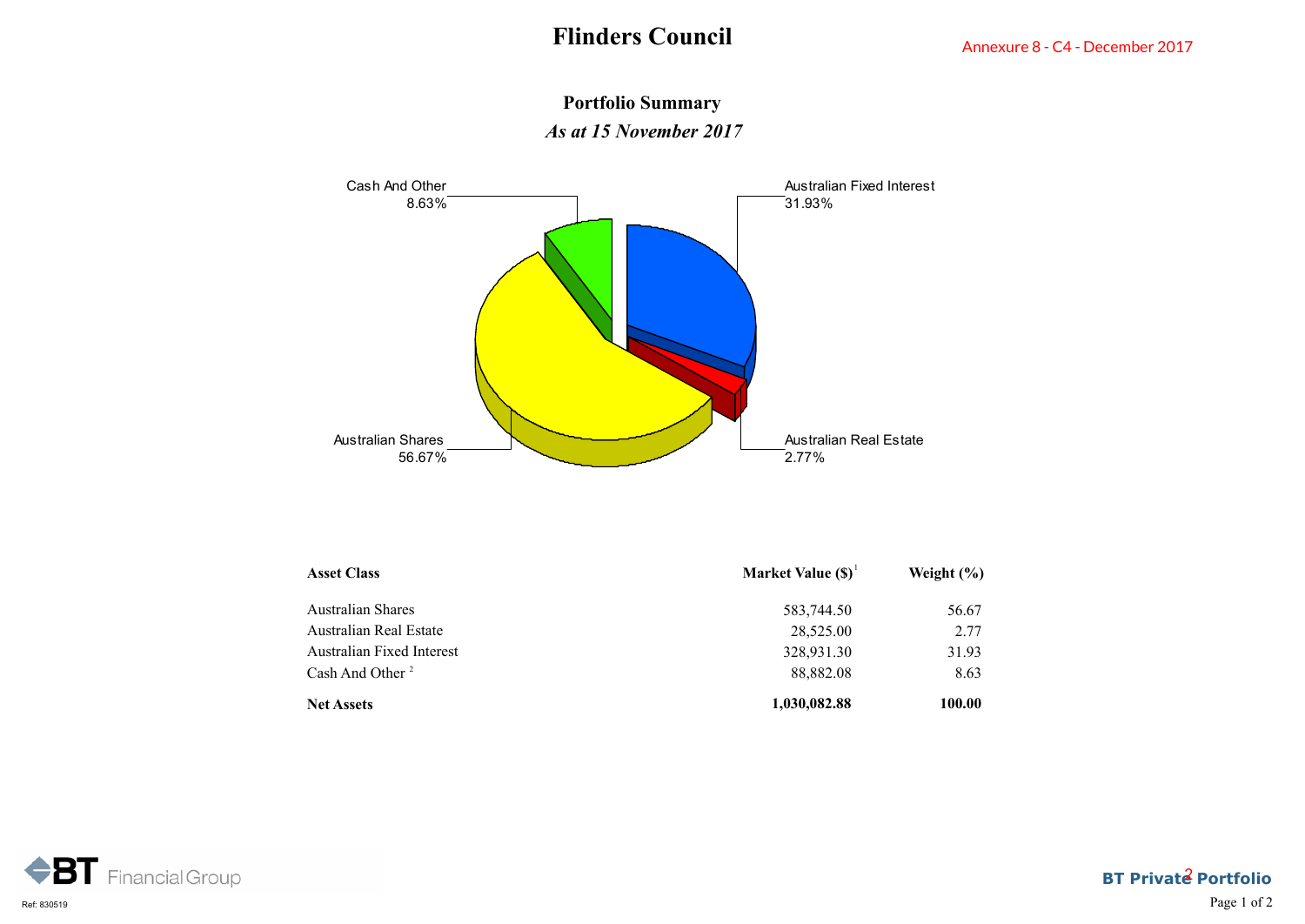# Flinders Council

Annexure 8 - C4 - December 2017

## Portfolio Summary

*As at 15 November 2017*

Cash And Other 8.63%

Australian Fixed Interest 31.93%

Australian Shares 56.67%

Australian Real Estate 2.77%

| Asset Class | Market Value ($)[1] | Weight (%) |
|---|---|---|
| Australian Shares | 583,744.50 | 56.67 |
| Australian Real Estate | 28,525.00 | 2.77 |
| Australian Fixed Interest | 328,931.30 | 31.93 |
| Cash And Other [2] | 88,882.08 | 8.63 |
| **Net Assets** | **1,030,082.88** | **100.00** |

Ref: 830519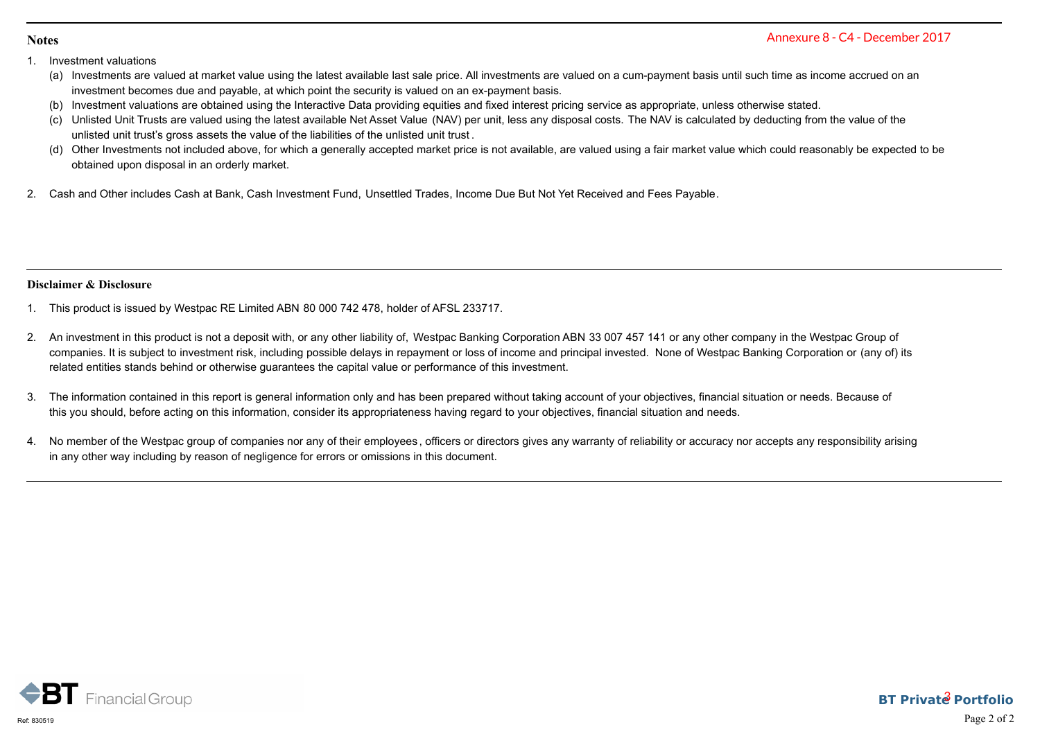Annexure 8 - C4 - December 2017

## Notes

1. Investment valuations
   (a) Investments are valued at market value using the latest available last sale price. All investments are valued on a cum-payment basis until such time as income accrued on an investment becomes due and payable, at which point the security is valued on an ex-payment basis.
   (b) Investment valuations are obtained using the Interactive Data providing equities and fixed interest pricing service as appropriate, unless otherwise stated.
   (c) Unlisted Unit Trusts are valued using the latest available Net Asset Value (NAV) per unit, less any disposal costs. The NAV is calculated by deducting from the value of the unlisted unit trust's gross assets the value of the liabilities of the unlisted unit trust.
   (d) Other Investments not included above, for which a generally accepted market price is not available, are valued using a fair market value which could reasonably be expected to be obtained upon disposal in an orderly market.

2. Cash and Other includes Cash at Bank, Cash Investment Fund, Unsettled Trades, Income Due But Not Yet Received and Fees Payable.

## Disclaimer & Disclosure

1. This product is issued by Westpac RE Limited ABN 80 000 742 478, holder of AFSL 233717.

2. An investment in this product is not a deposit with, or any other liability of, Westpac Banking Corporation ABN 33 007 457 141 or any other company in the Westpac Group of companies. It is subject to investment risk, including possible delays in repayment or loss of income and principal invested. None of Westpac Banking Corporation or (any of) its related entities stands behind or otherwise guarantees the capital value or performance of this investment.

3. The information contained in this report is general information only and has been prepared without taking account of your objectives, financial situation or needs. Because of this you should, before acting on this information, consider its appropriateness having regard to your objectives, financial situation and needs.

4. No member of the Westpac group of companies nor any of their employees, officers or directors gives any warranty of reliability or accuracy nor accepts any responsibility arising in any other way including by reason of negligence for errors or omissions in this document.

BT Financial Group

Ref: 830519

BT Private Portfolio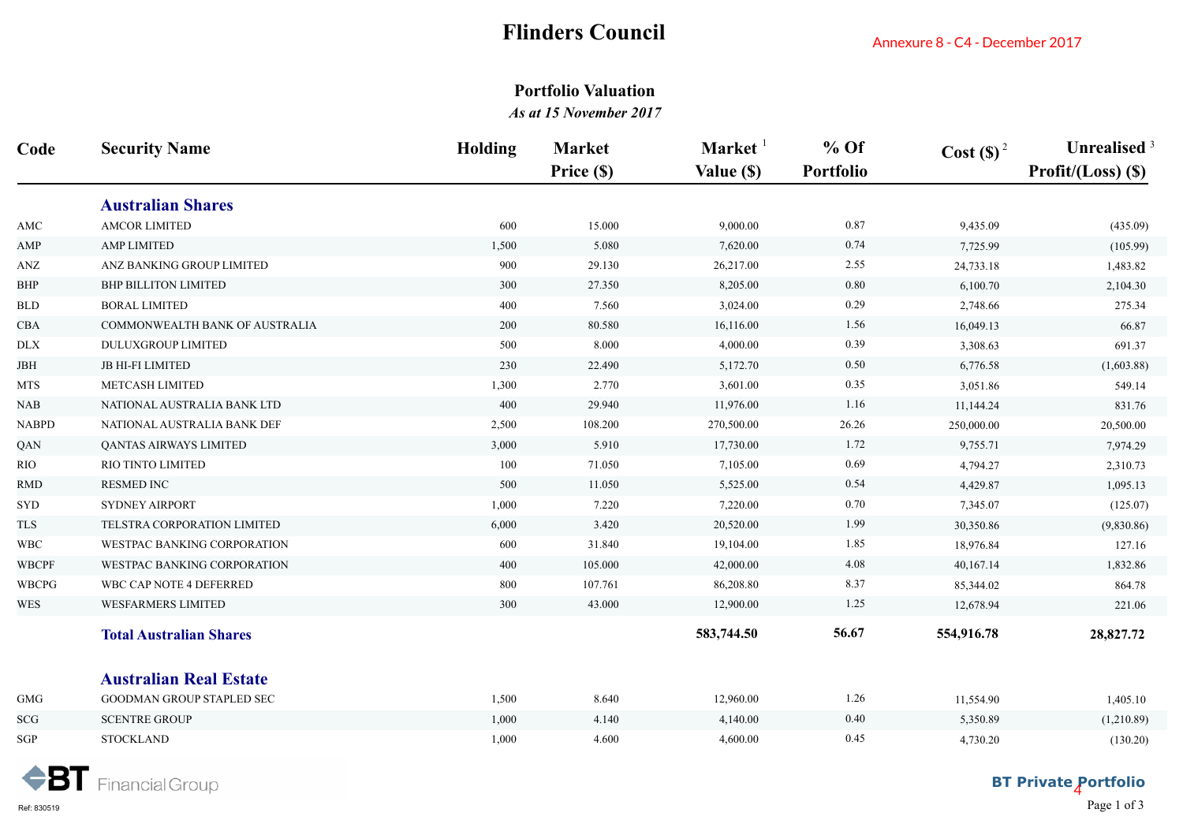# Flinders Council

Annexure 8 - C4 - December 2017

## Portfolio Valuation

*As at 15 November 2017*

| Code | Security Name | Holding | Market Price ($) | Market [1] Value ($) | % Of Portfolio | Cost ($) [2] | Unrealised [3] Profit/(Loss) ($) |
|---|---|---|---|---|---|---|---|
| | **Australian Shares** | | | | | | |
| AMC | AMCOR LIMITED | 600 | 15.000 | 9,000.00 | 0.87 | 9,435.09 | (435.09) |
| AMP | AMP LIMITED | 1,500 | 5.080 | 7,620.00 | 0.74 | 7,725.99 | (105.99) |
| ANZ | ANZ BANKING GROUP LIMITED | 900 | 29.130 | 26,217.00 | 2.55 | 24,733.18 | 1,483.82 |
| BHP | BHP BILLITON LIMITED | 300 | 27.350 | 8,205.00 | 0.80 | 6,100.70 | 2,104.30 |
| BLD | BORAL LIMITED | 400 | 7.560 | 3,024.00 | 0.29 | 2,748.66 | 275.34 |
| CBA | COMMONWEALTH BANK OF AUSTRALIA | 200 | 80.580 | 16,116.00 | 1.56 | 16,049.13 | 66.87 |
| DLX | DULUXGROUP LIMITED | 500 | 8.000 | 4,000.00 | 0.39 | 3,308.63 | 691.37 |
| JBH | JB HI-FI LIMITED | 230 | 22.490 | 5,172.70 | 0.50 | 6,776.58 | (1,603.88) |
| MTS | METCASH LIMITED | 1,300 | 2.770 | 3,601.00 | 0.35 | 3,051.86 | 549.14 |
| NAB | NATIONAL AUSTRALIA BANK LTD | 400 | 29.940 | 11,976.00 | 1.16 | 11,144.24 | 831.76 |
| NABPD | NATIONAL AUSTRALIA BANK DEF | 2,500 | 108.200 | 270,500.00 | 26.26 | 250,000.00 | 20,500.00 |
| QAN | QANTAS AIRWAYS LIMITED | 3,000 | 5.910 | 17,730.00 | 1.72 | 9,755.71 | 7,974.29 |
| RIO | RIO TINTO LIMITED | 100 | 71.050 | 7,105.00 | 0.69 | 4,794.27 | 2,310.73 |
| RMD | RESMED INC | 500 | 11.050 | 5,525.00 | 0.54 | 4,429.87 | 1,095.13 |
| SYD | SYDNEY AIRPORT | 1,000 | 7.220 | 7,220.00 | 0.70 | 7,345.07 | (125.07) |
| TLS | TELSTRA CORPORATION LIMITED | 6,000 | 3.420 | 20,520.00 | 1.99 | 30,350.86 | (9,830.86) |
| WBC | WESTPAC BANKING CORPORATION | 600 | 31.840 | 19,104.00 | 1.85 | 18,976.84 | 127.16 |
| WBCPF | WESTPAC BANKING CORPORATION | 400 | 105.000 | 42,000.00 | 4.08 | 40,167.14 | 1,832.86 |
| WBCPG | WBC CAP NOTE 4 DEFERRED | 800 | 107.761 | 86,208.80 | 8.37 | 85,344.02 | 864.78 |
| WES | WESFARMERS LIMITED | 300 | 43.000 | 12,900.00 | 1.25 | 12,678.94 | 221.06 |
| | **Total Australian Shares** | | | **583,744.50** | **56.67** | **554,916.78** | **28,827.72** |
| | **Australian Real Estate** | | | | | | |
| GMG | GOODMAN GROUP STAPLED SEC | 1,500 | 8.640 | 12,960.00 | 1.26 | 11,554.90 | 1,405.10 |
| SCG | SCENTRE GROUP | 1,000 | 4.140 | 4,140.00 | 0.40 | 5,350.89 | (1,210.89) |
| SGP | STOCKLAND | 1,000 | 4.600 | 4,600.00 | 0.45 | 4,730.20 | (130.20) |

BT Financial Group

Ref: 830519

BT Private Portfolio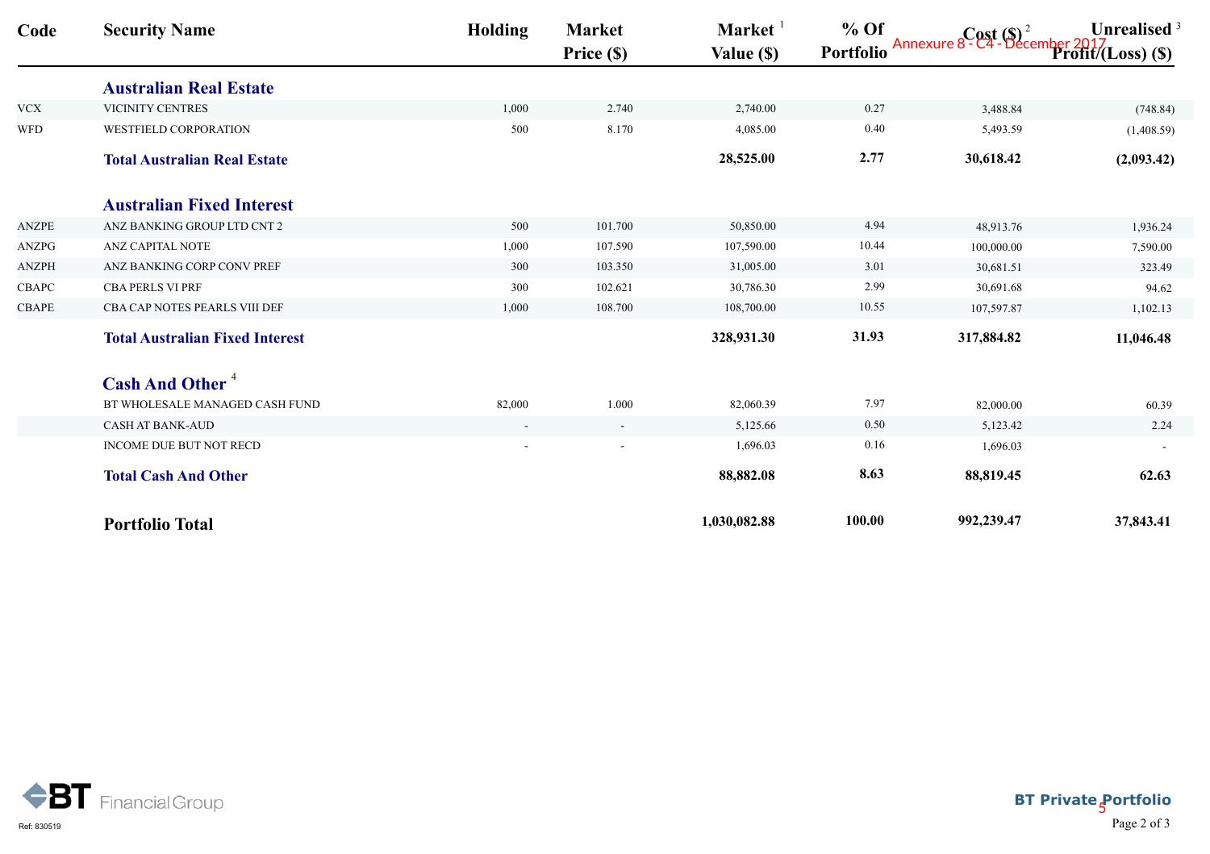Annexure 8 - C4 - December 2017

| Code | Security Name | Holding | Market Price ($) | Market Value ($) [1] | % Of Portfolio | Cost ($) [2] | Unrealised Profit/(Loss) ($) [3] |
|---|---|---|---|---|---|---|---|
| | **Australian Real Estate** | | | | | | |
| VCX | VICINITY CENTRES | 1,000 | 2.740 | 2,740.00 | 0.27 | 3,488.84 | (748.84) |
| WFD | WESTFIELD CORPORATION | 500 | 8.170 | 4,085.00 | 0.40 | 5,493.59 | (1,408.59) |
| | **Total Australian Real Estate** | | | **28,525.00** | **2.77** | **30,618.42** | **(2,093.42)** |
| | **Australian Fixed Interest** | | | | | | |
| ANZPE | ANZ BANKING GROUP LTD CNT 2 | 500 | 101.700 | 50,850.00 | 4.94 | 48,913.76 | 1,936.24 |
| ANZPG | ANZ CAPITAL NOTE | 1,000 | 107.590 | 107,590.00 | 10.44 | 100,000.00 | 7,590.00 |
| ANZPH | ANZ BANKING CORP CONV PREF | 300 | 103.350 | 31,005.00 | 3.01 | 30,681.51 | 323.49 |
| CBAPC | CBA PERLS VI PRF | 300 | 102.621 | 30,786.30 | 2.99 | 30,691.68 | 94.62 |
| CBAPE | CBA CAP NOTES PEARLS VIII DEF | 1,000 | 108.700 | 108,700.00 | 10.55 | 107,597.87 | 1,102.13 |
| | **Total Australian Fixed Interest** | | | **328,931.30** | **31.93** | **317,884.82** | **11,046.48** |
| | **Cash And Other** [4] | | | | | | |
| | BT WHOLESALE MANAGED CASH FUND | 82,000 | 1.000 | 82,060.39 | 7.97 | 82,000.00 | 60.39 |
| | CASH AT BANK-AUD | - | - | 5,125.66 | 0.50 | 5,123.42 | 2.24 |
| | INCOME DUE BUT NOT RECD | - | - | 1,696.03 | 0.16 | 1,696.03 | - |
| | **Total Cash And Other** | | | **88,882.08** | **8.63** | **88,819.45** | **62.63** |
| | **Portfolio Total** | | | **1,030,082.88** | **100.00** | **992,239.47** | **37,843.41** |

BT Financial Group

Ref: 830519

BT Private Portfolio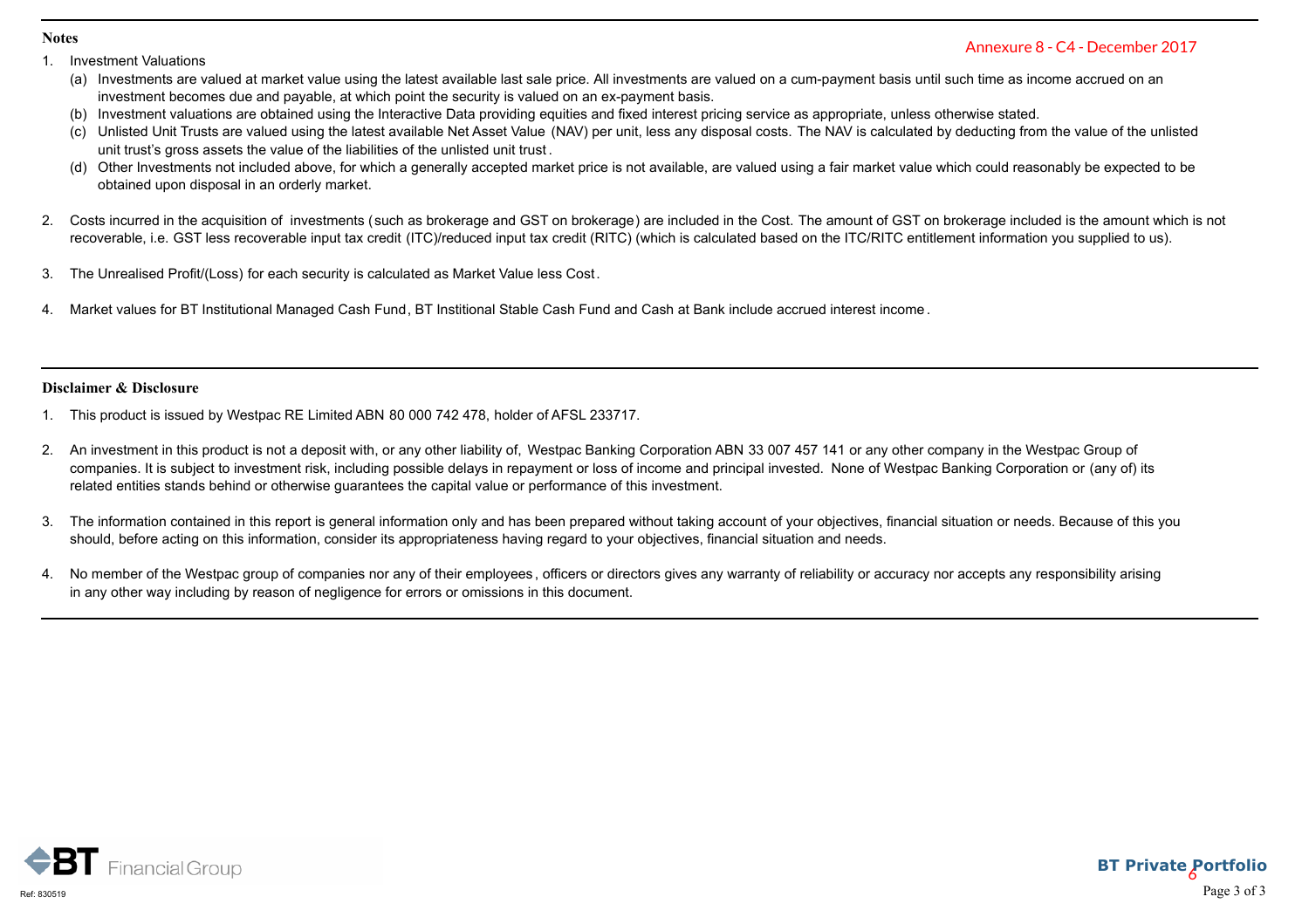Annexure 8 - C4 - December 2017

## Notes

1. Investment Valuations
   (a) Investments are valued at market value using the latest available last sale price. All investments are valued on a cum-payment basis until such time as income accrued on an investment becomes due and payable, at which point the security is valued on an ex-payment basis.
   (b) Investment valuations are obtained using the Interactive Data providing equities and fixed interest pricing service as appropriate, unless otherwise stated.
   (c) Unlisted Unit Trusts are valued using the latest available Net Asset Value (NAV) per unit, less any disposal costs. The NAV is calculated by deducting from the value of the unlisted unit trust's gross assets the value of the liabilities of the unlisted unit trust.
   (d) Other Investments not included above, for which a generally accepted market price is not available, are valued using a fair market value which could reasonably be expected to be obtained upon disposal in an orderly market.

2. Costs incurred in the acquisition of investments (such as brokerage and GST on brokerage) are included in the Cost. The amount of GST on brokerage included is the amount which is not recoverable, i.e. GST less recoverable input tax credit (ITC)/reduced input tax credit (RITC) (which is calculated based on the ITC/RITC entitlement information you supplied to us).

3. The Unrealised Profit/(Loss) for each security is calculated as Market Value less Cost.

4. Market values for BT Institutional Managed Cash Fund, BT Institional Stable Cash Fund and Cash at Bank include accrued interest income.

## Disclaimer & Disclosure

1. This product is issued by Westpac RE Limited ABN 80 000 742 478, holder of AFSL 233717.

2. An investment in this product is not a deposit with, or any other liability of, Westpac Banking Corporation ABN 33 007 457 141 or any other company in the Westpac Group of companies. It is subject to investment risk, including possible delays in repayment or loss of income and principal invested. None of Westpac Banking Corporation or (any of) its related entities stands behind or otherwise guarantees the capital value or performance of this investment.

3. The information contained in this report is general information only and has been prepared without taking account of your objectives, financial situation or needs. Because of this you should, before acting on this information, consider its appropriateness having regard to your objectives, financial situation and needs.

4. No member of the Westpac group of companies nor any of their employees, officers or directors gives any warranty of reliability or accuracy nor accepts any responsibility arising in any other way including by reason of negligence for errors or omissions in this document.

BT Financial Group

Ref: 830519

BT Private Portfolio